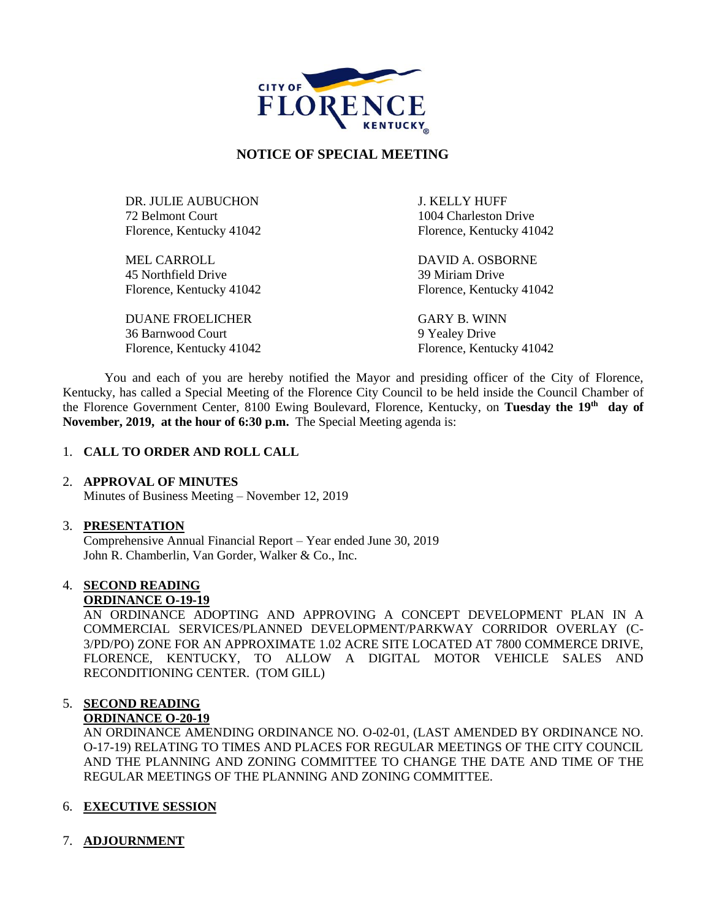CITY OF FLORENCE KENTUCKY

# NOTICE OF SPECIAL MEETING

DR. JULIE AUBUCHON
72 Belmont Court
Florence, Kentucky 41042

MEL CARROLL
45 Northfield Drive
Florence, Kentucky 41042

DUANE FROELICHER
36 Barnwood Court
Florence, Kentucky 41042

J. KELLY HUFF
1004 Charleston Drive
Florence, Kentucky 41042

DAVID A. OSBORNE
39 Miriam Drive
Florence, Kentucky 41042

GARY B. WINN
9 Yealey Drive
Florence, Kentucky 41042

You and each of you are hereby notified the Mayor and presiding officer of the City of Florence, Kentucky, has called a Special Meeting of the Florence City Council to be held inside the Council Chamber of the Florence Government Center, 8100 Ewing Boulevard, Florence, Kentucky, on **Tuesday the 19th day of November, 2019, at the hour of 6:30 p.m.** The Special Meeting agenda is:

1. **CALL TO ORDER AND ROLL CALL**

2. **APPROVAL OF MINUTES**
   Minutes of Business Meeting – November 12, 2019

3. **PRESENTATION**
   Comprehensive Annual Financial Report – Year ended June 30, 2019
   John R. Chamberlin, Van Gorder, Walker & Co., Inc.

4. **SECOND READING**
   **ORDINANCE O-19-19**
   AN ORDINANCE ADOPTING AND APPROVING A CONCEPT DEVELOPMENT PLAN IN A COMMERCIAL SERVICES/PLANNED DEVELOPMENT/PARKWAY CORRIDOR OVERLAY (C-3/PD/PO) ZONE FOR AN APPROXIMATE 1.02 ACRE SITE LOCATED AT 7800 COMMERCE DRIVE, FLORENCE, KENTUCKY, TO ALLOW A DIGITAL MOTOR VEHICLE SALES AND RECONDITIONING CENTER. (TOM GILL)

5. **SECOND READING**
   **ORDINANCE O-20-19**
   AN ORDINANCE AMENDING ORDINANCE NO. O-02-01, (LAST AMENDED BY ORDINANCE NO. O-17-19) RELATING TO TIMES AND PLACES FOR REGULAR MEETINGS OF THE CITY COUNCIL AND THE PLANNING AND ZONING COMMITTEE TO CHANGE THE DATE AND TIME OF THE REGULAR MEETINGS OF THE PLANNING AND ZONING COMMITTEE.

6. **EXECUTIVE SESSION**

7. **ADJOURNMENT**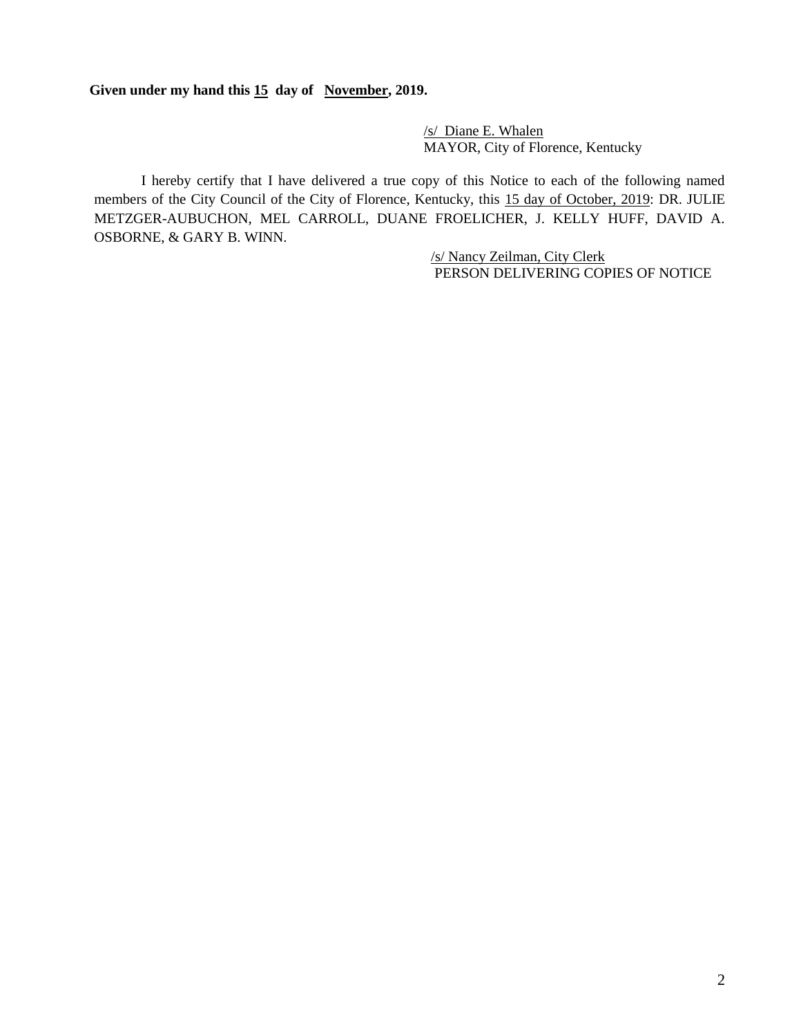**Given under my hand this 15 day of November, 2019.**

/s/ Diane E. Whalen
MAYOR, City of Florence, Kentucky

I hereby certify that I have delivered a true copy of this Notice to each of the following named members of the City Council of the City of Florence, Kentucky, this 15 day of October, 2019: DR. JULIE METZGER-AUBUCHON, MEL CARROLL, DUANE FROELICHER, J. KELLY HUFF, DAVID A. OSBORNE, & GARY B. WINN.

/s/ Nancy Zeilman, City Clerk
PERSON DELIVERING COPIES OF NOTICE